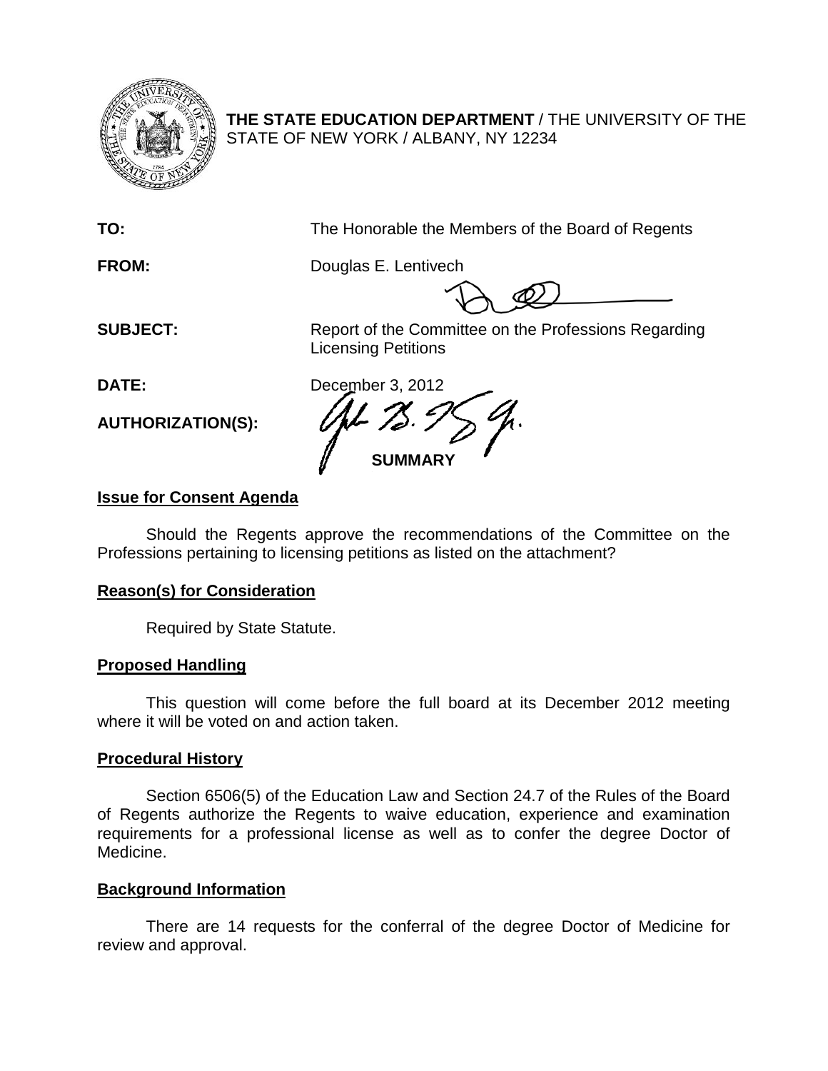**THE STATE EDUCATION DEPARTMENT** / THE UNIVERSITY OF THE STATE OF NEW YORK / ALBANY, NY 12234

**TO:** The Honorable the Members of the Board of Regents

**FROM:** Douglas E. Lentivech

**SUBJECT:** Report of the Committee on the Professions Regarding Licensing Petitions

**DATE:** December 3, 2012

**AUTHORIZATION(S):**

**SUMMARY**

**Issue for Consent Agenda**

Should the Regents approve the recommendations of the Committee on the Professions pertaining to licensing petitions as listed on the attachment?

**Reason(s) for Consideration**

Required by State Statute.

**Proposed Handling**

This question will come before the full board at its December 2012 meeting where it will be voted on and action taken.

**Procedural History**

Section 6506(5) of the Education Law and Section 24.7 of the Rules of the Board of Regents authorize the Regents to waive education, experience and examination requirements for a professional license as well as to confer the degree Doctor of Medicine.

**Background Information**

There are 14 requests for the conferral of the degree Doctor of Medicine for review and approval.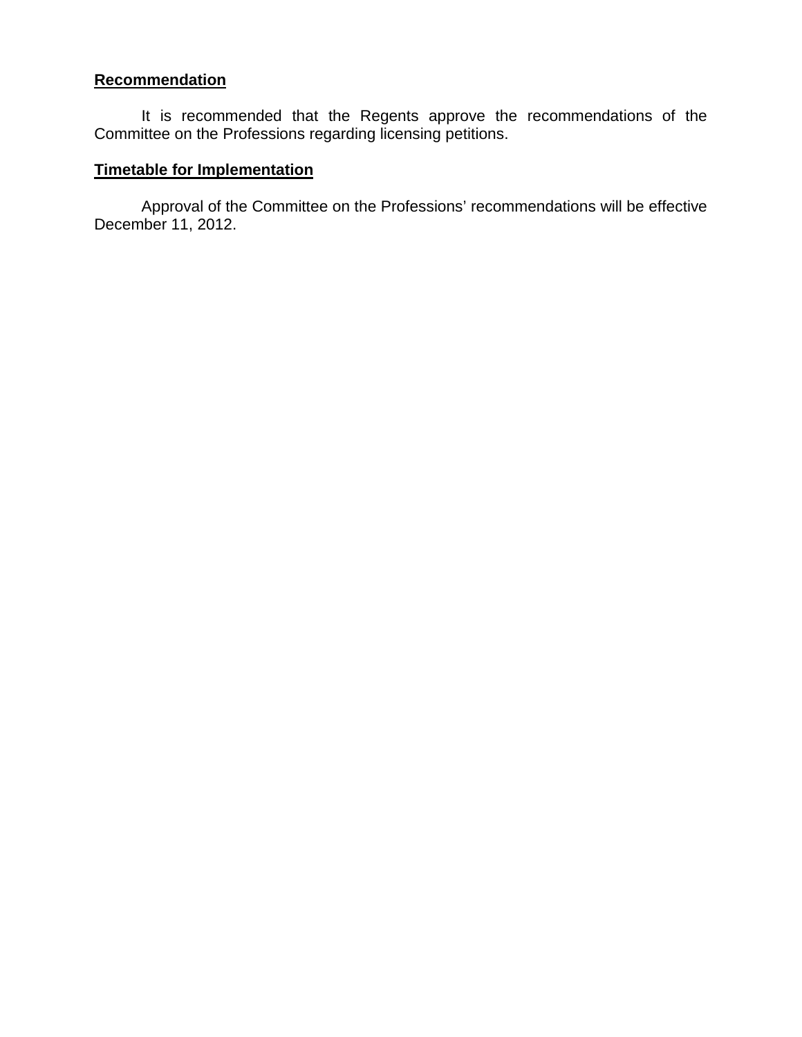**Recommendation**

It is recommended that the Regents approve the recommendations of the Committee on the Professions regarding licensing petitions.

**Timetable for Implementation**

Approval of the Committee on the Professions' recommendations will be effective December 11, 2012.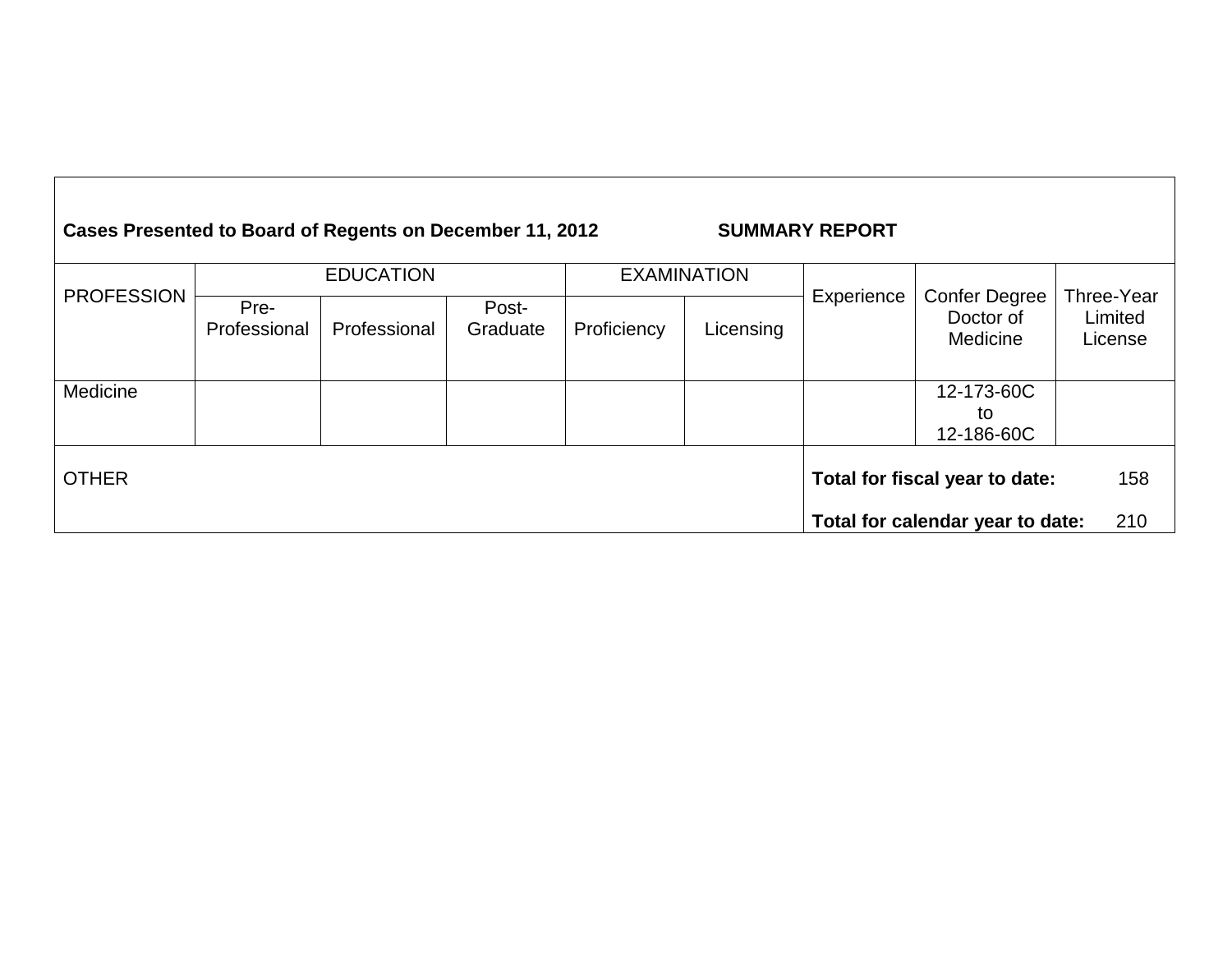**Cases Presented to Board of Regents on December 11, 2012** **SUMMARY REPORT**

| PROFESSION | EDUCATION | | | EXAMINATION | | Experience | Confer Degree Doctor of Medicine | Three-Year Limited License |
|---|---|---|---|---|---|---|---|---|
| | Pre-Professional | Professional | Post-Graduate | Proficiency | Licensing | | | |
| Medicine | | | | | | | 12-173-60C to 12-186-60C | |
| OTHER | | | | | | **Total for fiscal year to date:** 158<br>**Total for calendar year to date:** 210 | | |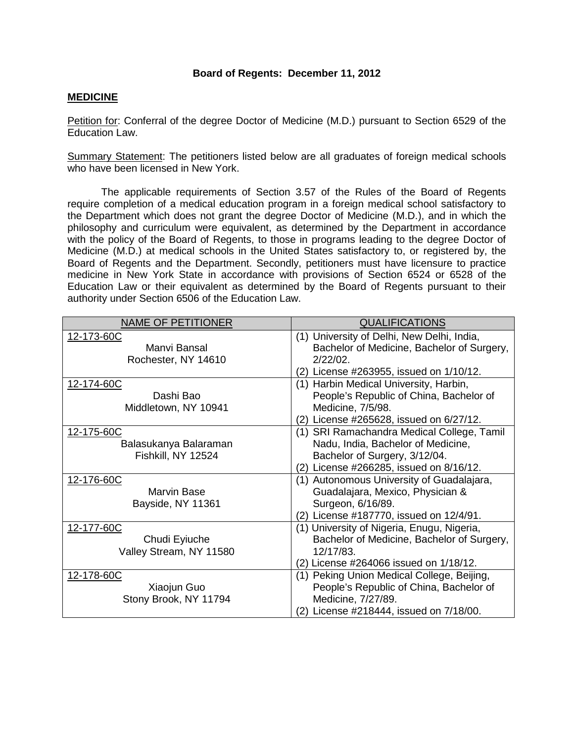**Board of Regents: December 11, 2012**

**MEDICINE**

Petition for: Conferral of the degree Doctor of Medicine (M.D.) pursuant to Section 6529 of the Education Law.

Summary Statement: The petitioners listed below are all graduates of foreign medical schools who have been licensed in New York.

The applicable requirements of Section 3.57 of the Rules of the Board of Regents require completion of a medical education program in a foreign medical school satisfactory to the Department which does not grant the degree Doctor of Medicine (M.D.), and in which the philosophy and curriculum were equivalent, as determined by the Department in accordance with the policy of the Board of Regents, to those in programs leading to the degree Doctor of Medicine (M.D.) at medical schools in the United States satisfactory to, or registered by, the Board of Regents and the Department. Secondly, petitioners must have licensure to practice medicine in New York State in accordance with provisions of Section 6524 or 6528 of the Education Law or their equivalent as determined by the Board of Regents pursuant to their authority under Section 6506 of the Education Law.

| NAME OF PETITIONER | QUALIFICATIONS |
|---|---|
| 12-173-60C<br>Manvi Bansal<br>Rochester, NY 14610 | (1) University of Delhi, New Delhi, India, Bachelor of Medicine, Bachelor of Surgery, 2/22/02.<br>(2) License #263955, issued on 1/10/12. |
| 12-174-60C<br>Dashi Bao<br>Middletown, NY 10941 | (1) Harbin Medical University, Harbin, People's Republic of China, Bachelor of Medicine, 7/5/98.<br>(2) License #265628, issued on 6/27/12. |
| 12-175-60C<br>Balasukanya Balaraman<br>Fishkill, NY 12524 | (1) SRI Ramachandra Medical College, Tamil Nadu, India, Bachelor of Medicine, Bachelor of Surgery, 3/12/04.<br>(2) License #266285, issued on 8/16/12. |
| 12-176-60C<br>Marvin Base<br>Bayside, NY 11361 | (1) Autonomous University of Guadalajara, Guadalajara, Mexico, Physician & Surgeon, 6/16/89.<br>(2) License #187770, issued on 12/4/91. |
| 12-177-60C<br>Chudi Eyiuche<br>Valley Stream, NY 11580 | (1) University of Nigeria, Enugu, Nigeria, Bachelor of Medicine, Bachelor of Surgery, 12/17/83.<br>(2) License #264066 issued on 1/18/12. |
| 12-178-60C<br>Xiaojun Guo<br>Stony Brook, NY 11794 | (1) Peking Union Medical College, Beijing, People's Republic of China, Bachelor of Medicine, 7/27/89.<br>(2) License #218444, issued on 7/18/00. |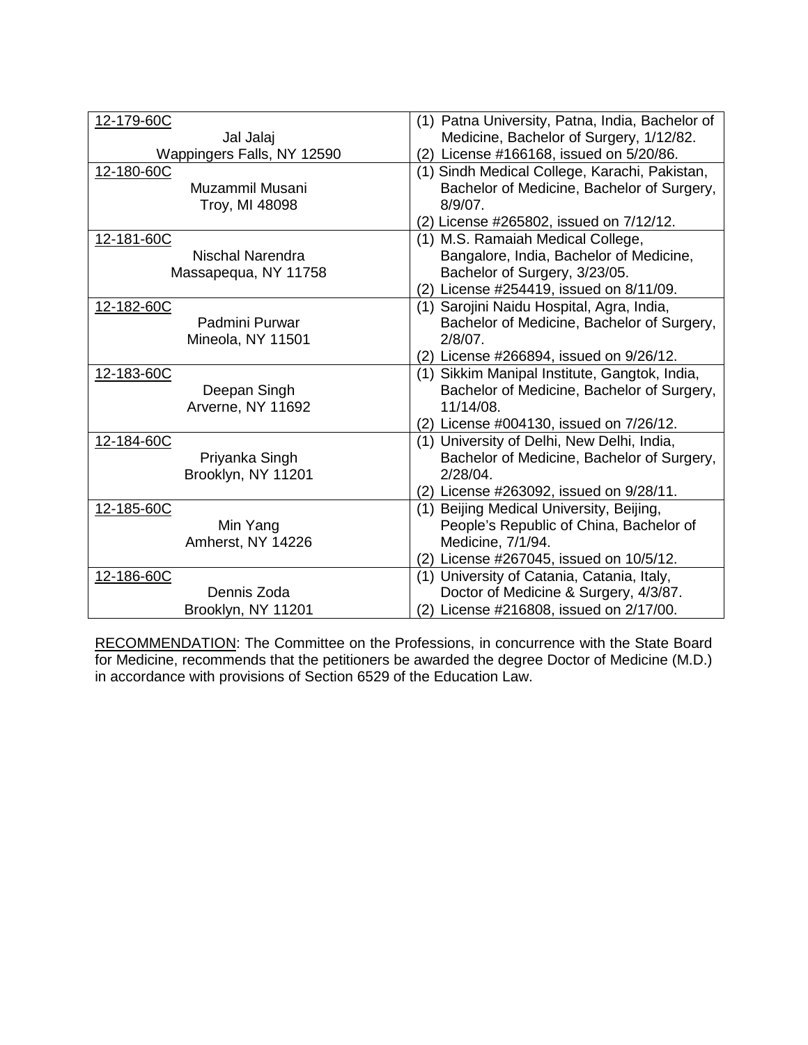| | |
|---|---|
| 12-179-60C<br>Jal Jalaj<br>Wappingers Falls, NY 12590 | (1) Patna University, Patna, India, Bachelor of Medicine, Bachelor of Surgery, 1/12/82.<br>(2) License #166168, issued on 5/20/86. |
| 12-180-60C<br>Muzammil Musani<br>Troy, MI 48098 | (1) Sindh Medical College, Karachi, Pakistan, Bachelor of Medicine, Bachelor of Surgery, 8/9/07.<br>(2) License #265802, issued on 7/12/12. |
| 12-181-60C<br>Nischal Narendra<br>Massapequa, NY 11758 | (1) M.S. Ramaiah Medical College, Bangalore, India, Bachelor of Medicine, Bachelor of Surgery, 3/23/05.<br>(2) License #254419, issued on 8/11/09. |
| 12-182-60C<br>Padmini Purwar<br>Mineola, NY 11501 | (1) Sarojini Naidu Hospital, Agra, India, Bachelor of Medicine, Bachelor of Surgery, 2/8/07.<br>(2) License #266894, issued on 9/26/12. |
| 12-183-60C<br>Deepan Singh<br>Arverne, NY 11692 | (1) Sikkim Manipal Institute, Gangtok, India, Bachelor of Medicine, Bachelor of Surgery, 11/14/08.<br>(2) License #004130, issued on 7/26/12. |
| 12-184-60C<br>Priyanka Singh<br>Brooklyn, NY 11201 | (1) University of Delhi, New Delhi, India, Bachelor of Medicine, Bachelor of Surgery, 2/28/04.<br>(2) License #263092, issued on 9/28/11. |
| 12-185-60C<br>Min Yang<br>Amherst, NY 14226 | (1) Beijing Medical University, Beijing, People's Republic of China, Bachelor of Medicine, 7/1/94.<br>(2) License #267045, issued on 10/5/12. |
| 12-186-60C<br>Dennis Zoda<br>Brooklyn, NY 11201 | (1) University of Catania, Catania, Italy, Doctor of Medicine & Surgery, 4/3/87.<br>(2) License #216808, issued on 2/17/00. |

RECOMMENDATION: The Committee on the Professions, in concurrence with the State Board for Medicine, recommends that the petitioners be awarded the degree Doctor of Medicine (M.D.) in accordance with provisions of Section 6529 of the Education Law.